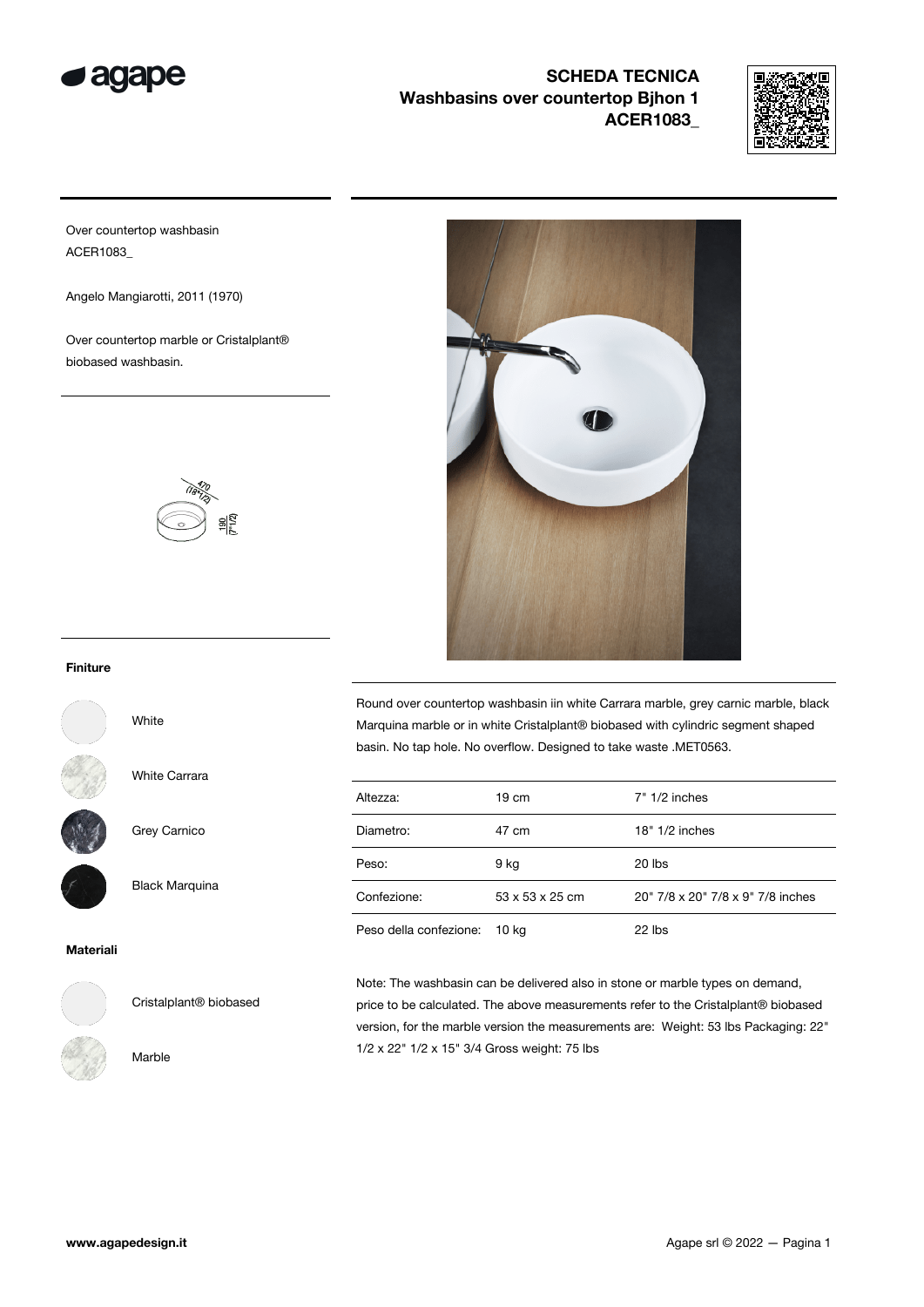# SCHEDA TECNICA
## Washbasins over countertop Bjhon 1
## ACER1083_

Over countertop washbasin
ACER1083_

Angelo Mangiarotti, 2011 (1970)

Over countertop marble or Cristalplant® biobased washbasin.

470
(18" 1/2)

190
(7" 1/2)

**Finiture**

- White
- White Carrara
- Grey Carnico
- Black Marquina

**Materiali**

- Cristalplant® biobased
- Marble

Round over countertop washbasin iin white Carrara marble, grey carnic marble, black Marquina marble or in white Cristalplant® biobased with cylindric segment shaped basin. No tap hole. No overflow. Designed to take waste .MET0563.

| | | |
|---|---|---|
| Altezza: | 19 cm | 7" 1/2 inches |
| Diametro: | 47 cm | 18" 1/2 inches |
| Peso: | 9 kg | 20 lbs |
| Confezione: | 53 x 53 x 25 cm | 20" 7/8 x 20" 7/8 x 9" 7/8 inches |
| Peso della confezione: | 10 kg | 22 lbs |

Note: The washbasin can be delivered also in stone or marble types on demand, price to be calculated. The above measurements refer to the Cristalplant® biobased version, for the marble version the measurements are: Weight: 53 lbs Packaging: 22" 1/2 x 22" 1/2 x 15" 3/4 Gross weight: 75 lbs

www.agapedesign.it

Agape srl © 2022 — Pagina 1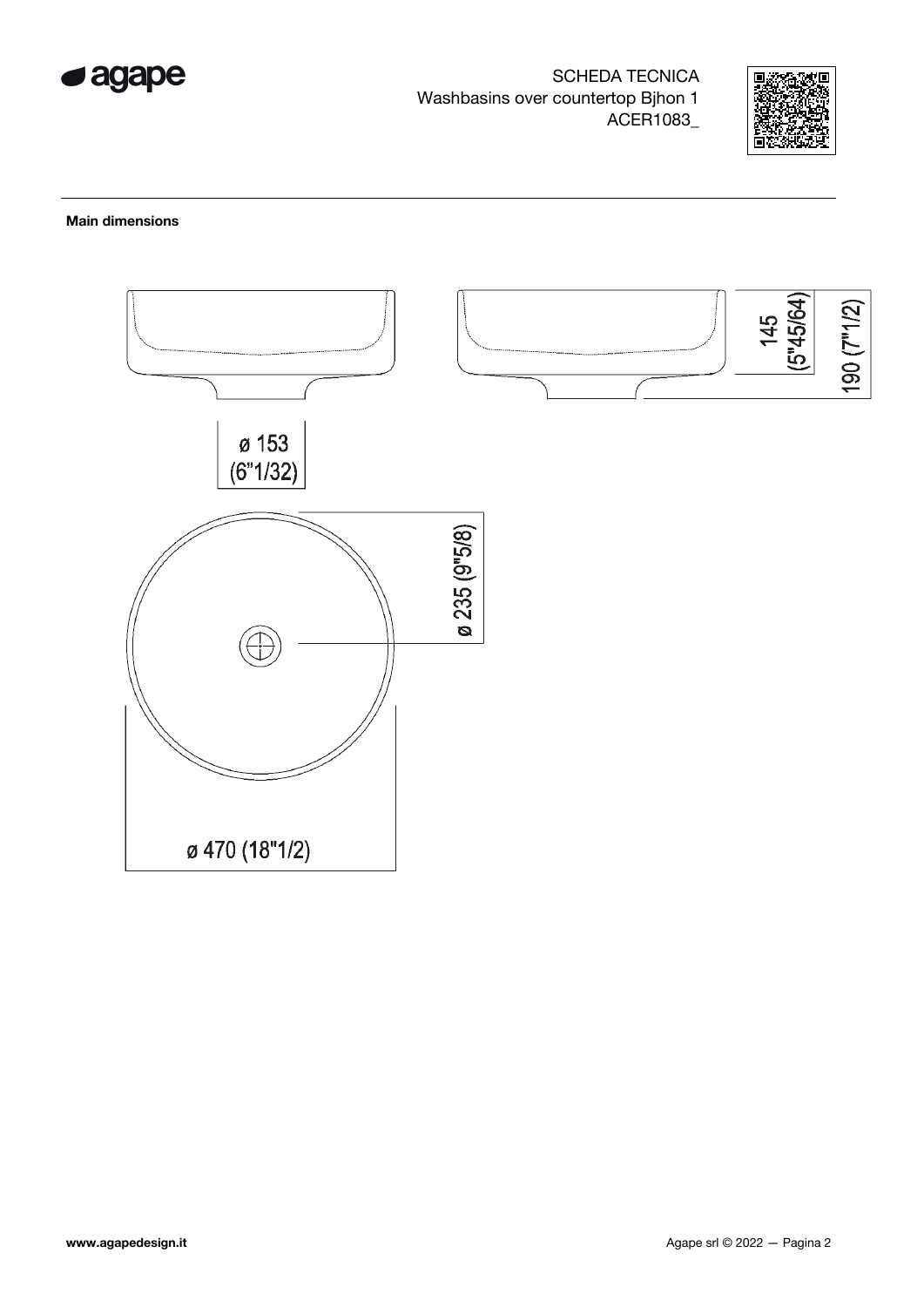SCHEDA TECNICA
Washbasins over countertop Bjhon 1
ACER1083_

**Main dimensions**

145 (5"45/64)

190 (7"1/2)

ø 153 (6"1/32)

ø 235 (9"5/8)

ø 470 (18"1/2)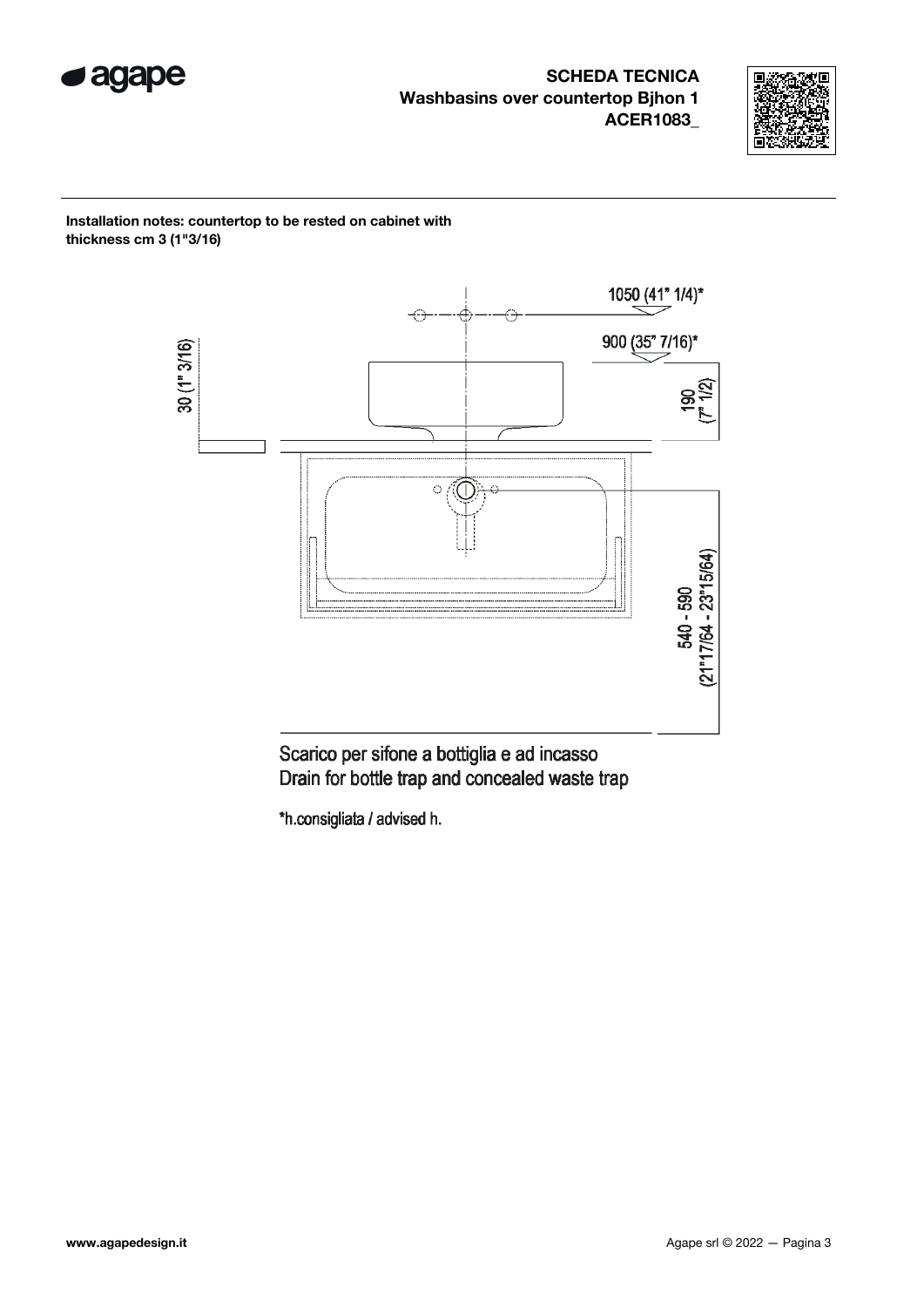**SCHEDA TECNICA**
**Washbasins over countertop Bjhon 1**
**ACER1083_**

**Installation notes: countertop to be rested on cabinet with thickness cm 3 (1"3/16)**

1050 (41" 1/4)*

900 (35" 7/16)*

30 (1" 3/16)

190 (7" 1/2)

540 - 590 (21"17/64 - 23"15/64)

Scarico per sifone a bottiglia e ad incasso
Drain for bottle trap and concealed waste trap

*h.consigliata / advised h.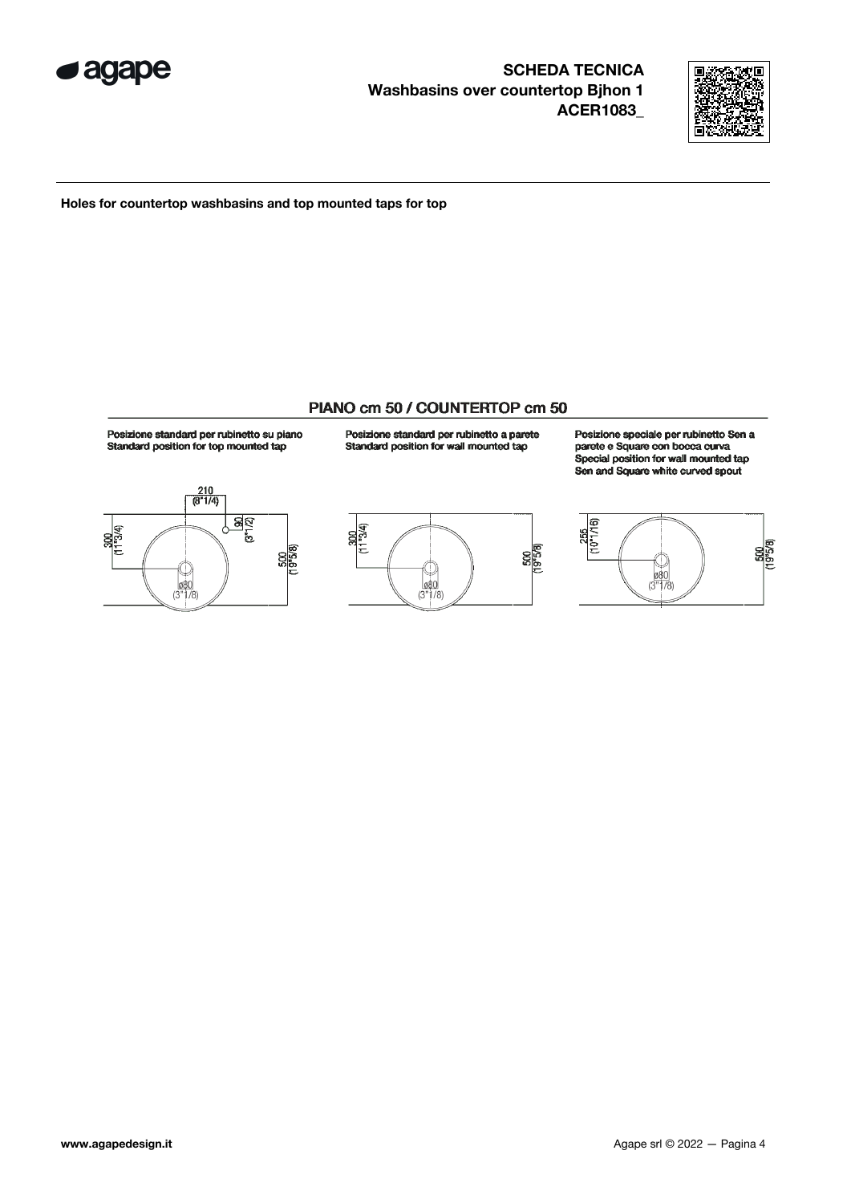# SCHEDA TECNICA
## Washbasins over countertop Bjhon 1
## ACER1083_

**Holes for countertop washbasins and top mounted taps for top**

### PIANO cm 50 / COUNTERTOP cm 50

**Posizione standard per rubinetto su piano**
**Standard position for top mounted tap**

210
(8"1/4)
300
(11"3/4)
90
(3"1/2)
500
(19"5/8)
ø80
(3"1/8)

**Posizione standard per rubinetto a parete**
**Standard position for wall mounted tap**

300
(11"3/4)
500
(19"5/8)
ø80
(3"1/8)

**Posizione speciale per rubinetto Sen a parete e Square con bocca curva**
**Special position for wall mounted tap Sen and Square white curved spout**

255
(10"1/16)
500
(19"5/8)
ø80
(3"1/8)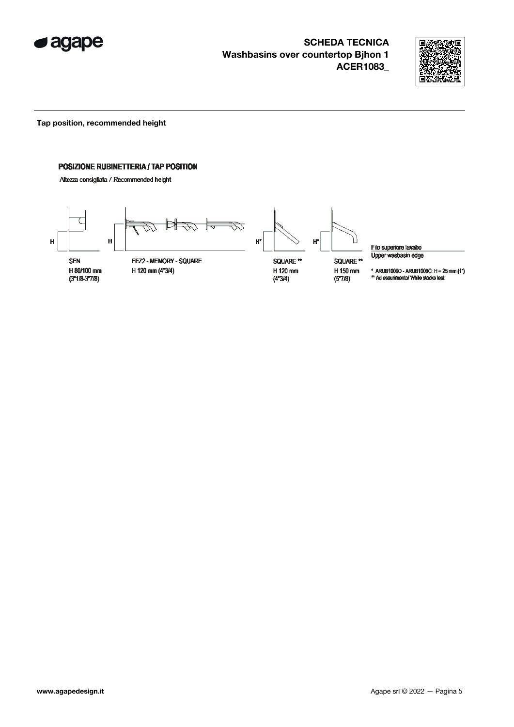**Tap position, recommended height**

**POSIZIONE RUBINETTERIA / TAP POSITION**

Altezza consigliata / Recommended height

H

SEN
H 80/100 mm
(3"1/8-3"7/8)

H

FEZ2 - MEMORY - SQUARE
H 120 mm (4"3/4)

H*

SQUARE **
H 120 mm
(4"3/4)

H*

SQUARE **
H 150 mm
(5"7/8)

Filo superiore lavabo
Upper wasbasin edge

\* ARUB1009D - ARUB1009C: H + 25 mm (1")
\** Ad esaurimento/ While stocks last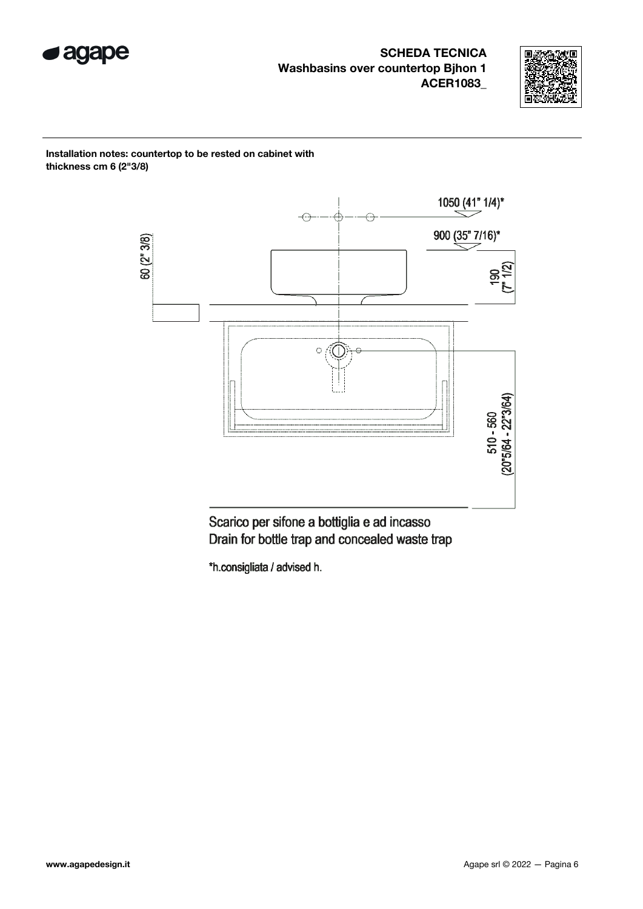**SCHEDA TECNICA**
**Washbasins over countertop Bjhon 1**
**ACER1083_**

**Installation notes: countertop to be rested on cabinet with thickness cm 6 (2"3/8)**

1050 (41" 1/4)*

900 (35" 7/16)*

60 (2" 3/8)

190 (7" 1/2)

510 - 560 (20"5/64 - 22"3/64)

Scarico per sifone a bottiglia e ad incasso
Drain for bottle trap and concealed waste trap

*h.consigliata / advised h.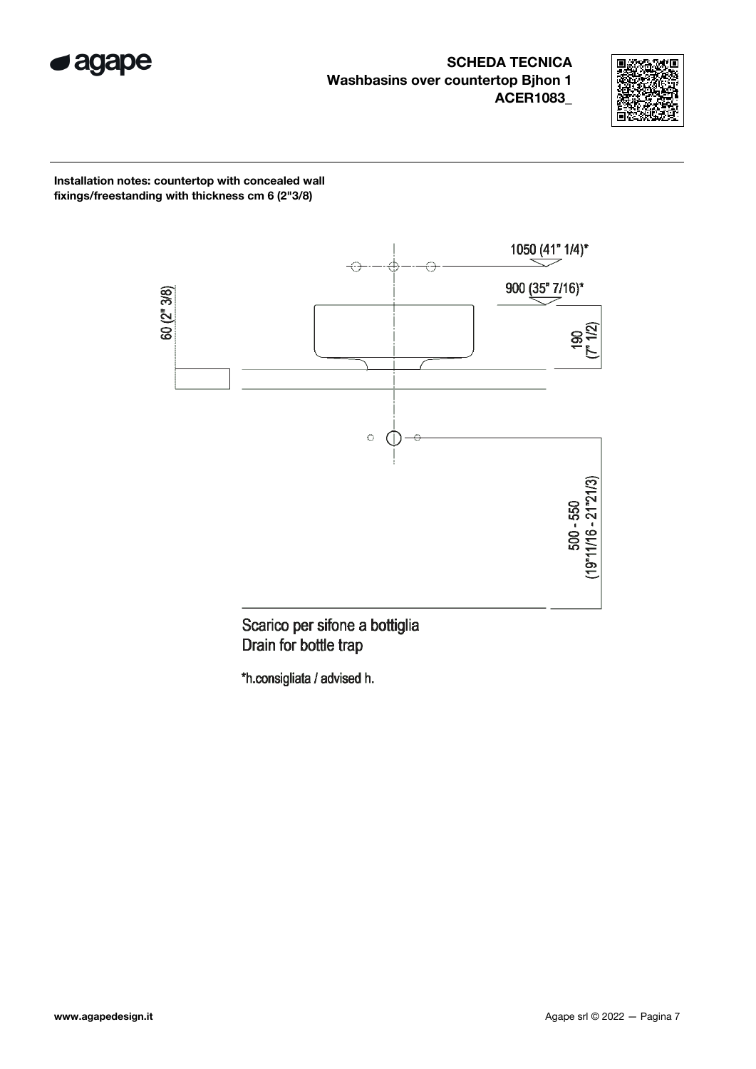**SCHEDA TECNICA**
**Washbasins over countertop Bjhon 1**
**ACER1083_**

**Installation notes: countertop with concealed wall fixings/freestanding with thickness cm 6 (2"3/8)**

1050 (41" 1/4)*

900 (35" 7/16)*

60 (2" 3/8)

190 (7" 1/2)

500 - 550 (19"11/16 - 21"21/3)

Scarico per sifone a bottiglia
Drain for bottle trap

*h.consigliata / advised h.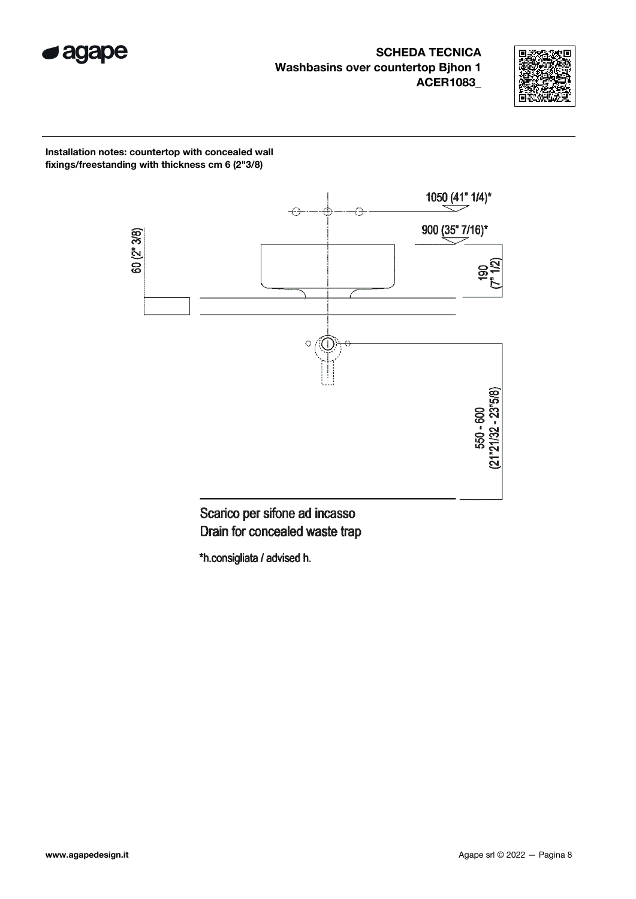**SCHEDA TECNICA**
**Washbasins over countertop Bjhon 1**
**ACER1083_**

**Installation notes: countertop with concealed wall fixings/freestanding with thickness cm 6 (2"3/8)**

1050 (41" 1/4)*

900 (35" 7/16)*

60 (2" 3/8)

190 (7" 1/2)

550 - 600 (21"21/32 - 23"5/8)

Scarico per sifone ad incasso
Drain for concealed waste trap

*h.consigliata / advised h.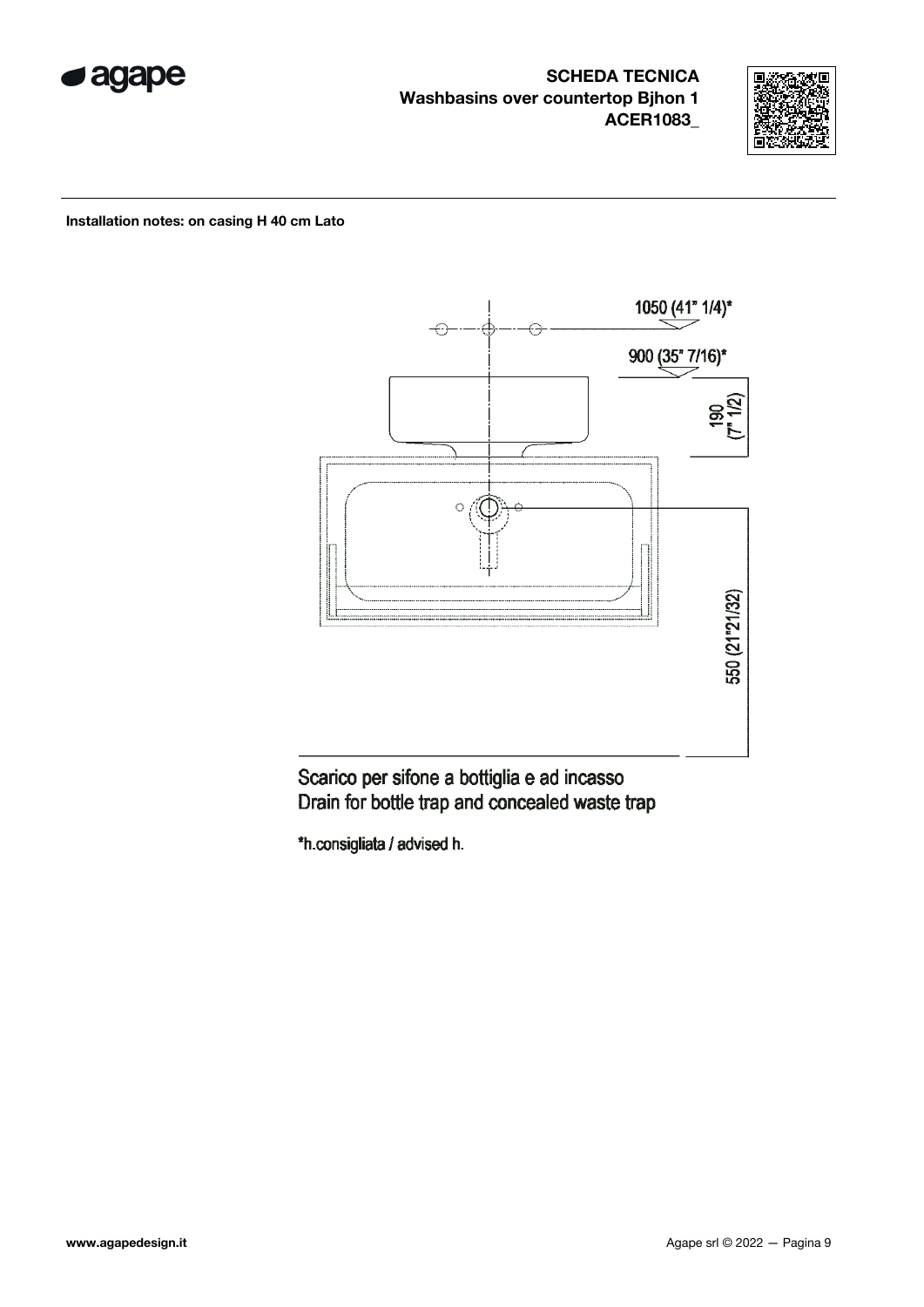**SCHEDA TECNICA**
**Washbasins over countertop Bjhon 1**
**ACER1083_**

**Installation notes: on casing H 40 cm Lato**

1050 (41" 1/4)*

900 (35" 7/16)*

190 (7" 1/2)

550 (21"21/32)

Scarico per sifone a bottiglia e ad incasso
Drain for bottle trap and concealed waste trap

*h.consigliata / advised h.

**www.agapedesign.it**

Agape srl © 2022 — Pagina 9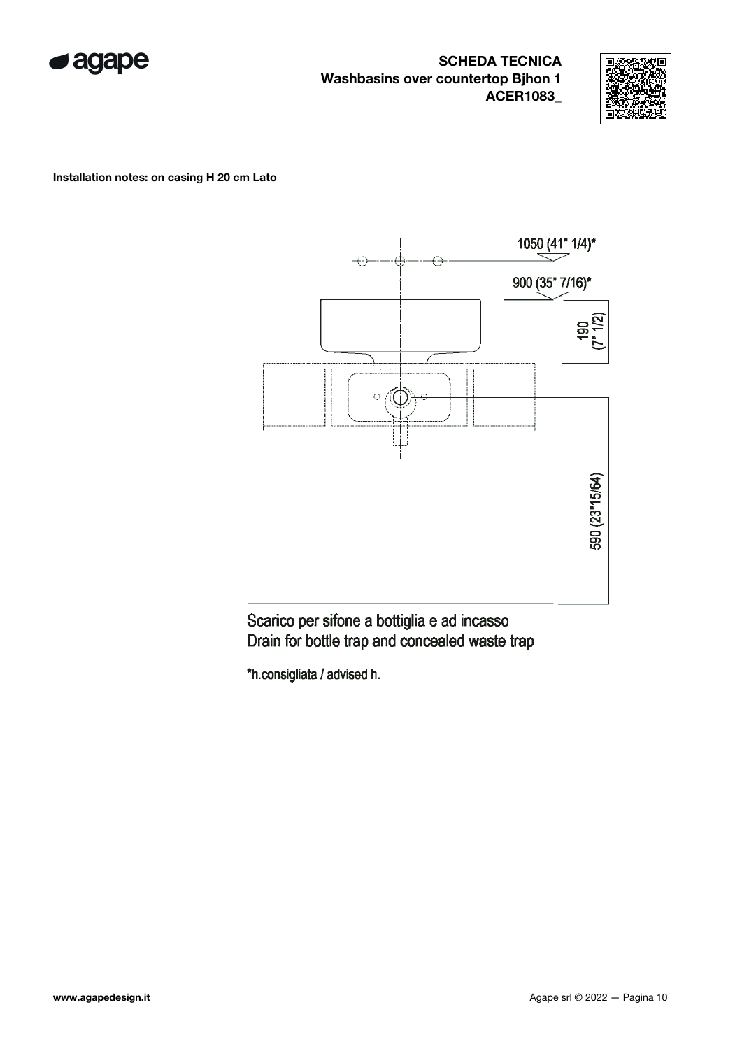**SCHEDA TECNICA**
**Washbasins over countertop Bjhon 1**
**ACER1083_**

**Installation notes: on casing H 20 cm Lato**

1050 (41" 1/4)*

900 (35" 7/16)*

190 (7" 1/2)

590 (23"15/64)

Scarico per sifone a bottiglia e ad incasso
Drain for bottle trap and concealed waste trap

*h.consigliata / advised h.